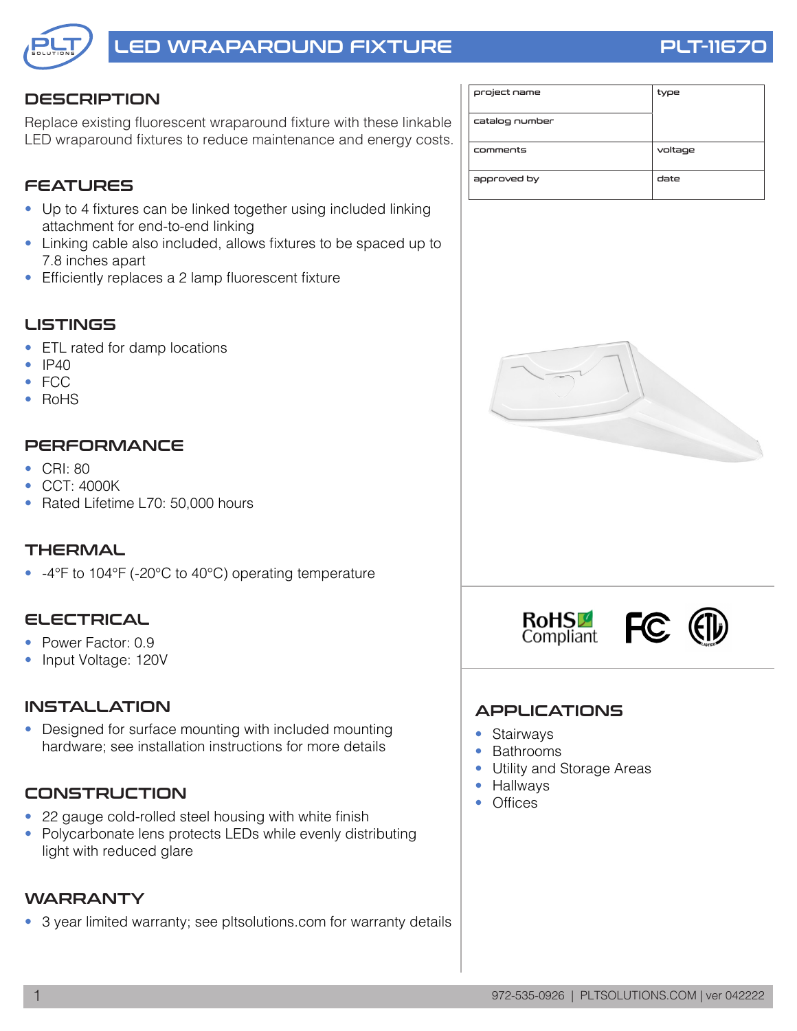# LED WRAPAROUND FIXTURE

PLT-11670

| project name | type |
|---|---|
| catalog number | |
| comments | voltage |
| approved by | date |

## DESCRIPTION

Replace existing fluorescent wraparound fixture with these linkable LED wraparound fixtures to reduce maintenance and energy costs.

## FEATURES

- Up to 4 fixtures can be linked together using included linking attachment for end-to-end linking
- Linking cable also included, allows fixtures to be spaced up to 7.8 inches apart
- Efficiently replaces a 2 lamp fluorescent fixture

## LISTINGS

- ETL rated for damp locations
- IP40
- FCC
- RoHS

## PERFORMANCE

- CRI: 80
- CCT: 4000K
- Rated Lifetime L70: 50,000 hours

## THERMAL

- -4°F to 104°F (-20°C to 40°C) operating temperature

## ELECTRICAL

- Power Factor: 0.9
- Input Voltage: 120V

## INSTALLATION

- Designed for surface mounting with included mounting hardware; see installation instructions for more details

## CONSTRUCTION

- 22 gauge cold-rolled steel housing with white finish
- Polycarbonate lens protects LEDs while evenly distributing light with reduced glare

## WARRANTY

- 3 year limited warranty; see pltsolutions.com for warranty details

RoHS Compliant

## APPLICATIONS

- Stairways
- Bathrooms
- Utility and Storage Areas
- Hallways
- Offices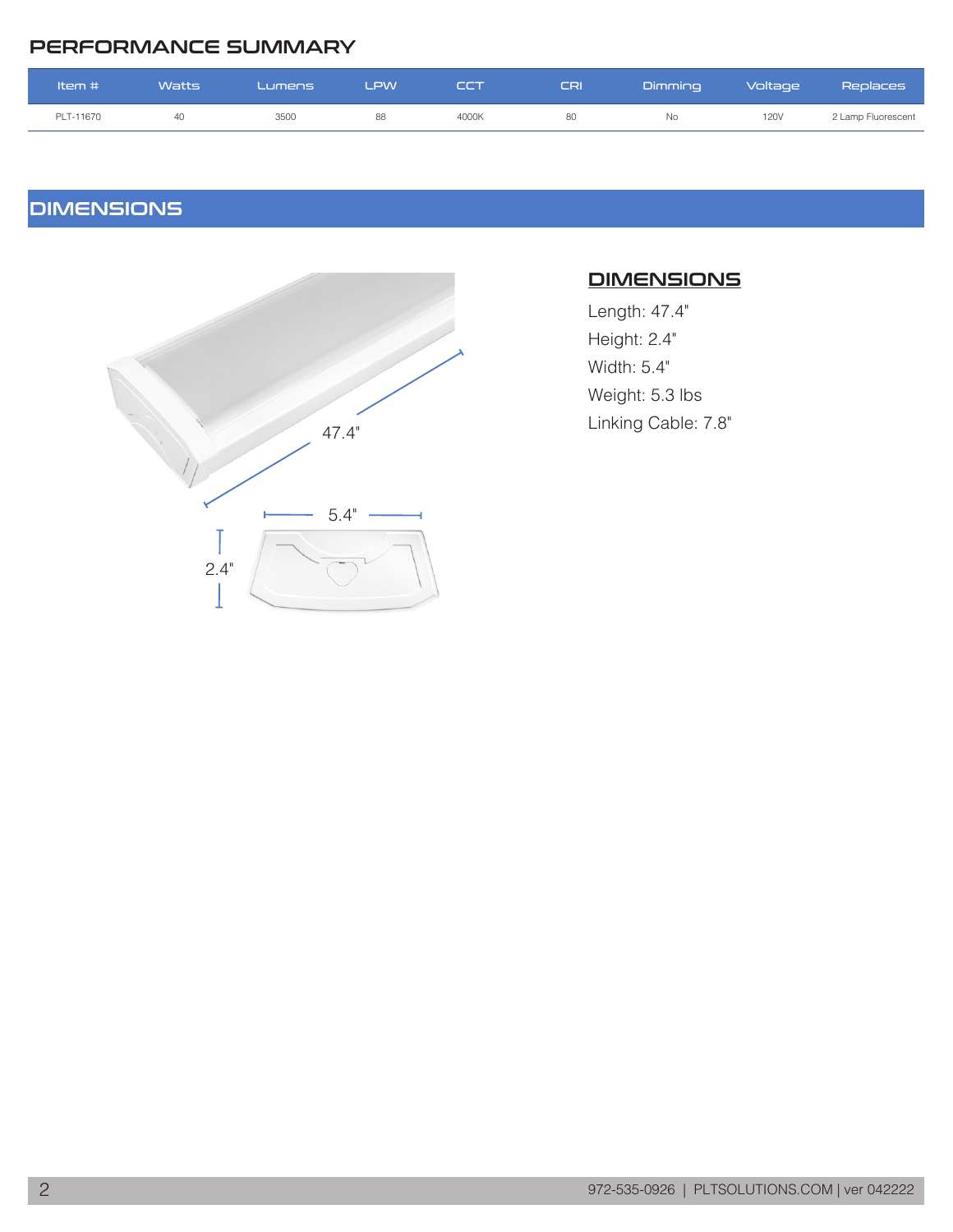## PERFORMANCE SUMMARY

| Item # | Watts | Lumens | LPW | CCT | CRI | Dimming | Voltage | Replaces |
|---|---|---|---|---|---|---|---|---|
| PLT-11670 | 40 | 3500 | 88 | 4000K | 80 | No | 120V | 2 Lamp Fluorescent |

## DIMENSIONS

47.4"

5.4"

2.4"

### DIMENSIONS

Length: 47.4"

Height: 2.4"

Width: 5.4"

Weight: 5.3 lbs

Linking Cable: 7.8"

972-535-0926 | PLTSOLUTIONS.COM | ver 042222